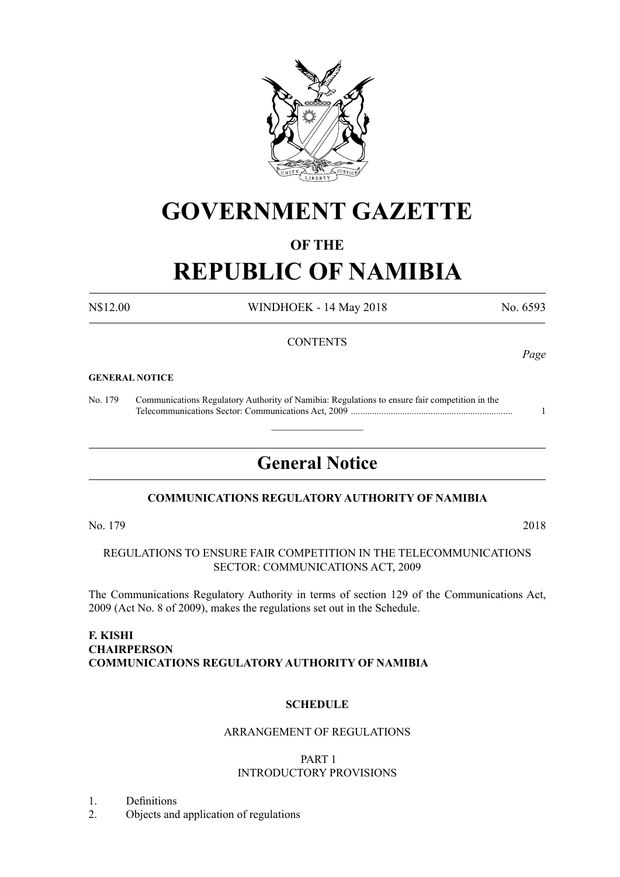# GOVERNMENT GAZETTE

### OF THE

# REPUBLIC OF NAMIBIA

N$12.00 WINDHOEK - 14 May 2018 No. 6593

CONTENTS

*Page*

**GENERAL NOTICE**

No. 179 Communications Regulatory Authority of Namibia: Regulations to ensure fair competition in the Telecommunications Sector: Communications Act, 2009 .................................................................... 1

---

## General Notice

**COMMUNICATIONS REGULATORY AUTHORITY OF NAMIBIA**

No. 179 2018

REGULATIONS TO ENSURE FAIR COMPETITION IN THE TELECOMMUNICATIONS SECTOR: COMMUNICATIONS ACT, 2009

The Communications Regulatory Authority in terms of section 129 of the Communications Act, 2009 (Act No. 8 of 2009), makes the regulations set out in the Schedule.

**F. KISHI**
**CHAIRPERSON**
**COMMUNICATIONS REGULATORY AUTHORITY OF NAMIBIA**

**SCHEDULE**

ARRANGEMENT OF REGULATIONS

PART 1
INTRODUCTORY PROVISIONS

1. Definitions
2. Objects and application of regulations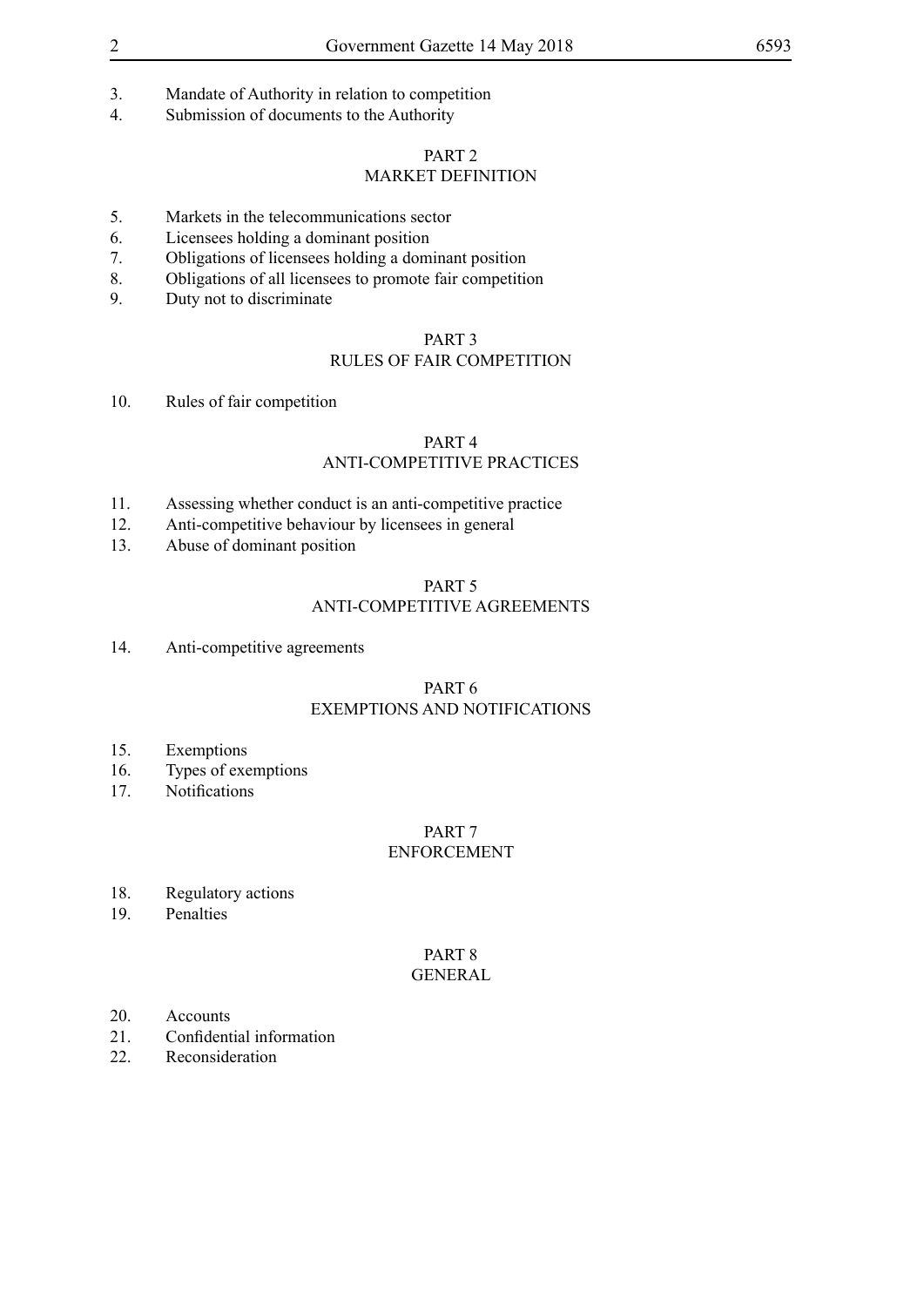3. Mandate of Authority in relation to competition
4. Submission of documents to the Authority

## PART 2
## MARKET DEFINITION

5. Markets in the telecommunications sector
6. Licensees holding a dominant position
7. Obligations of licensees holding a dominant position
8. Obligations of all licensees to promote fair competition
9. Duty not to discriminate

## PART 3
## RULES OF FAIR COMPETITION

10. Rules of fair competition

## PART 4
## ANTI-COMPETITIVE PRACTICES

11. Assessing whether conduct is an anti-competitive practice
12. Anti-competitive behaviour by licensees in general
13. Abuse of dominant position

## PART 5
## ANTI-COMPETITIVE AGREEMENTS

14. Anti-competitive agreements

## PART 6
## EXEMPTIONS AND NOTIFICATIONS

15. Exemptions
16. Types of exemptions
17. Notifications

## PART 7
## ENFORCEMENT

18. Regulatory actions
19. Penalties

## PART 8
## GENERAL

20. Accounts
21. Confidential information
22. Reconsideration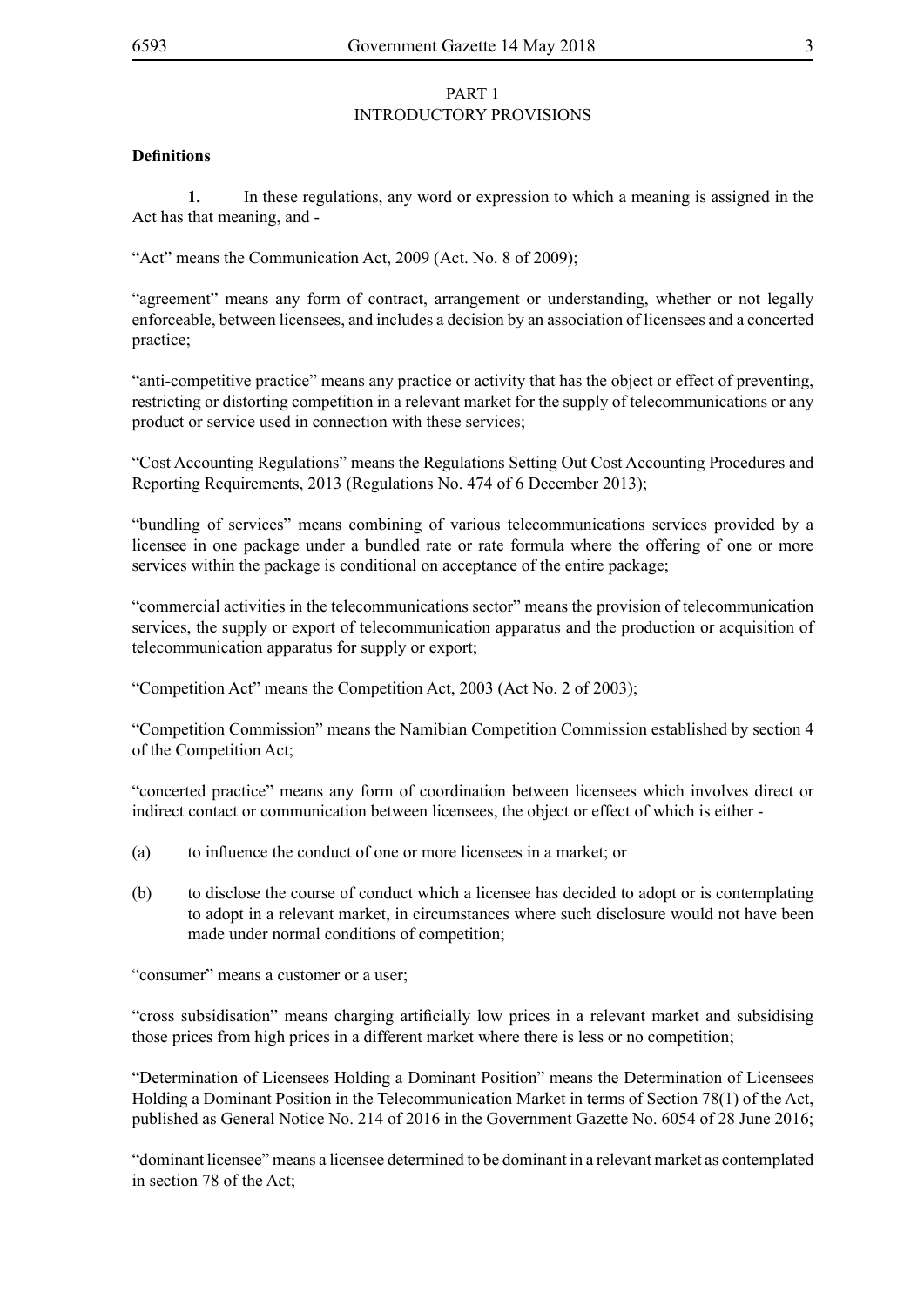## PART 1
## INTRODUCTORY PROVISIONS

**Definitions**

**1.** In these regulations, any word or expression to which a meaning is assigned in the Act has that meaning, and -

"Act" means the Communication Act, 2009 (Act. No. 8 of 2009);

"agreement" means any form of contract, arrangement or understanding, whether or not legally enforceable, between licensees, and includes a decision by an association of licensees and a concerted practice;

"anti-competitive practice" means any practice or activity that has the object or effect of preventing, restricting or distorting competition in a relevant market for the supply of telecommunications or any product or service used in connection with these services;

"Cost Accounting Regulations" means the Regulations Setting Out Cost Accounting Procedures and Reporting Requirements, 2013 (Regulations No. 474 of 6 December 2013);

"bundling of services" means combining of various telecommunications services provided by a licensee in one package under a bundled rate or rate formula where the offering of one or more services within the package is conditional on acceptance of the entire package;

"commercial activities in the telecommunications sector" means the provision of telecommunication services, the supply or export of telecommunication apparatus and the production or acquisition of telecommunication apparatus for supply or export;

"Competition Act" means the Competition Act, 2003 (Act No. 2 of 2003);

"Competition Commission" means the Namibian Competition Commission established by section 4 of the Competition Act;

"concerted practice" means any form of coordination between licensees which involves direct or indirect contact or communication between licensees, the object or effect of which is either -

(a) to influence the conduct of one or more licensees in a market; or

(b) to disclose the course of conduct which a licensee has decided to adopt or is contemplating to adopt in a relevant market, in circumstances where such disclosure would not have been made under normal conditions of competition;

"consumer" means a customer or a user;

"cross subsidisation" means charging artificially low prices in a relevant market and subsidising those prices from high prices in a different market where there is less or no competition;

"Determination of Licensees Holding a Dominant Position" means the Determination of Licensees Holding a Dominant Position in the Telecommunication Market in terms of Section 78(1) of the Act, published as General Notice No. 214 of 2016 in the Government Gazette No. 6054 of 28 June 2016;

"dominant licensee" means a licensee determined to be dominant in a relevant market as contemplated in section 78 of the Act;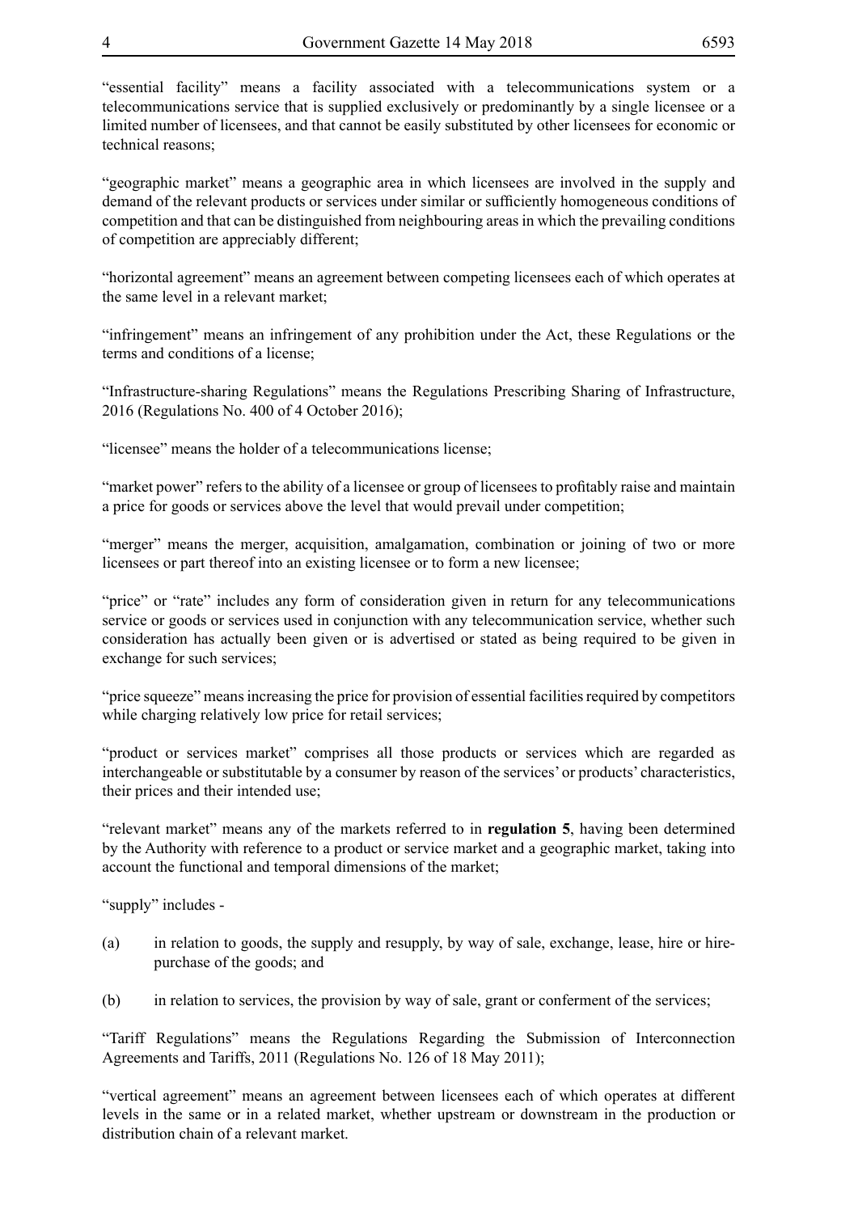"essential facility" means a facility associated with a telecommunications system or a telecommunications service that is supplied exclusively or predominantly by a single licensee or a limited number of licensees, and that cannot be easily substituted by other licensees for economic or technical reasons;

"geographic market" means a geographic area in which licensees are involved in the supply and demand of the relevant products or services under similar or sufficiently homogeneous conditions of competition and that can be distinguished from neighbouring areas in which the prevailing conditions of competition are appreciably different;

"horizontal agreement" means an agreement between competing licensees each of which operates at the same level in a relevant market;

"infringement" means an infringement of any prohibition under the Act, these Regulations or the terms and conditions of a license;

"Infrastructure-sharing Regulations" means the Regulations Prescribing Sharing of Infrastructure, 2016 (Regulations No. 400 of 4 October 2016);

"licensee" means the holder of a telecommunications license;

"market power" refers to the ability of a licensee or group of licensees to profitably raise and maintain a price for goods or services above the level that would prevail under competition;

"merger" means the merger, acquisition, amalgamation, combination or joining of two or more licensees or part thereof into an existing licensee or to form a new licensee;

"price" or "rate" includes any form of consideration given in return for any telecommunications service or goods or services used in conjunction with any telecommunication service, whether such consideration has actually been given or is advertised or stated as being required to be given in exchange for such services;

"price squeeze" means increasing the price for provision of essential facilities required by competitors while charging relatively low price for retail services;

"product or services market" comprises all those products or services which are regarded as interchangeable or substitutable by a consumer by reason of the services' or products' characteristics, their prices and their intended use;

"relevant market" means any of the markets referred to in **regulation 5**, having been determined by the Authority with reference to a product or service market and a geographic market, taking into account the functional and temporal dimensions of the market;

"supply" includes -

(a) in relation to goods, the supply and resupply, by way of sale, exchange, lease, hire or hire-purchase of the goods; and

(b) in relation to services, the provision by way of sale, grant or conferment of the services;

"Tariff Regulations" means the Regulations Regarding the Submission of Interconnection Agreements and Tariffs, 2011 (Regulations No. 126 of 18 May 2011);

"vertical agreement" means an agreement between licensees each of which operates at different levels in the same or in a related market, whether upstream or downstream in the production or distribution chain of a relevant market.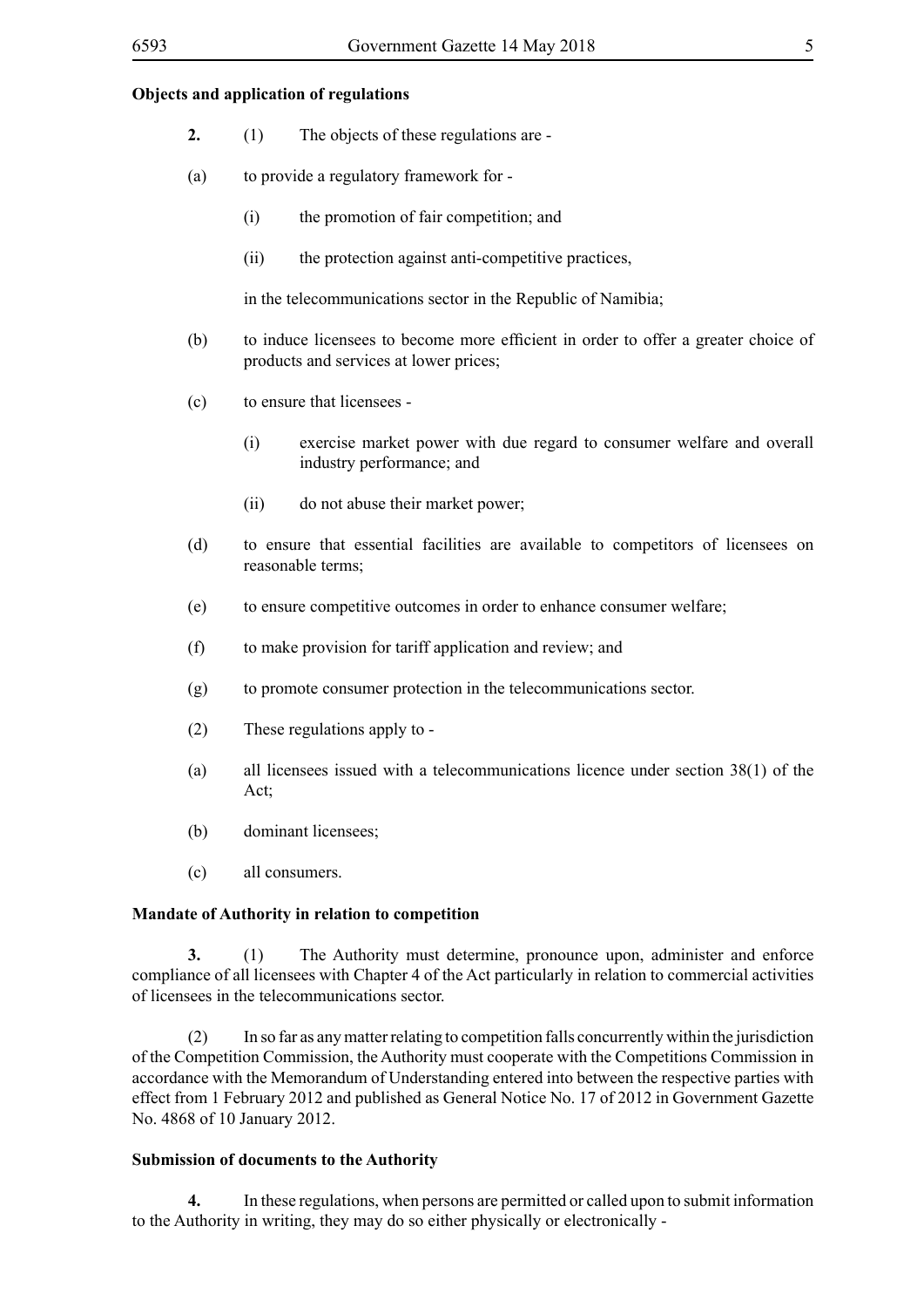**Objects and application of regulations**

**2.** (1) The objects of these regulations are -

(a) to provide a regulatory framework for -

(i) the promotion of fair competition; and

(ii) the protection against anti-competitive practices,

in the telecommunications sector in the Republic of Namibia;

(b) to induce licensees to become more efficient in order to offer a greater choice of products and services at lower prices;

(c) to ensure that licensees -

(i) exercise market power with due regard to consumer welfare and overall industry performance; and

(ii) do not abuse their market power;

(d) to ensure that essential facilities are available to competitors of licensees on reasonable terms;

(e) to ensure competitive outcomes in order to enhance consumer welfare;

(f) to make provision for tariff application and review; and

(g) to promote consumer protection in the telecommunications sector.

(2) These regulations apply to -

(a) all licensees issued with a telecommunications licence under section 38(1) of the Act;

(b) dominant licensees;

(c) all consumers.

**Mandate of Authority in relation to competition**

**3.** (1) The Authority must determine, pronounce upon, administer and enforce compliance of all licensees with Chapter 4 of the Act particularly in relation to commercial activities of licensees in the telecommunications sector.

(2) In so far as any matter relating to competition falls concurrently within the jurisdiction of the Competition Commission, the Authority must cooperate with the Competitions Commission in accordance with the Memorandum of Understanding entered into between the respective parties with effect from 1 February 2012 and published as General Notice No. 17 of 2012 in Government Gazette No. 4868 of 10 January 2012.

**Submission of documents to the Authority**

**4.** In these regulations, when persons are permitted or called upon to submit information to the Authority in writing, they may do so either physically or electronically -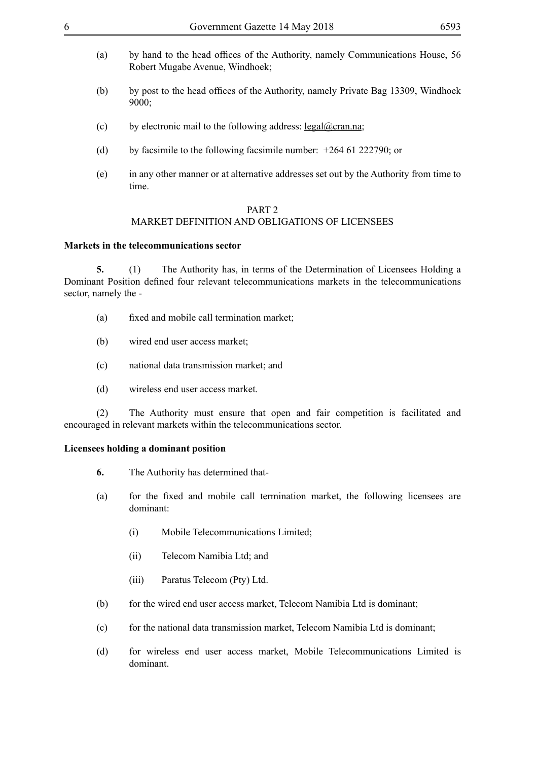(a) by hand to the head offices of the Authority, namely Communications House, 56 Robert Mugabe Avenue, Windhoek;

(b) by post to the head offices of the Authority, namely Private Bag 13309, Windhoek 9000;

(c) by electronic mail to the following address: legal@cran.na;

(d) by facsimile to the following facsimile number: +264 61 222790; or

(e) in any other manner or at alternative addresses set out by the Authority from time to time.

## PART 2
## MARKET DEFINITION AND OBLIGATIONS OF LICENSEES

**Markets in the telecommunications sector**

**5.** (1) The Authority has, in terms of the Determination of Licensees Holding a Dominant Position defined four relevant telecommunications markets in the telecommunications sector, namely the -

(a) fixed and mobile call termination market;

(b) wired end user access market;

(c) national data transmission market; and

(d) wireless end user access market.

(2) The Authority must ensure that open and fair competition is facilitated and encouraged in relevant markets within the telecommunications sector.

**Licensees holding a dominant position**

**6.** The Authority has determined that-

(a) for the fixed and mobile call termination market, the following licensees are dominant:

  (i) Mobile Telecommunications Limited;

  (ii) Telecom Namibia Ltd; and

  (iii) Paratus Telecom (Pty) Ltd.

(b) for the wired end user access market, Telecom Namibia Ltd is dominant;

(c) for the national data transmission market, Telecom Namibia Ltd is dominant;

(d) for wireless end user access market, Mobile Telecommunications Limited is dominant.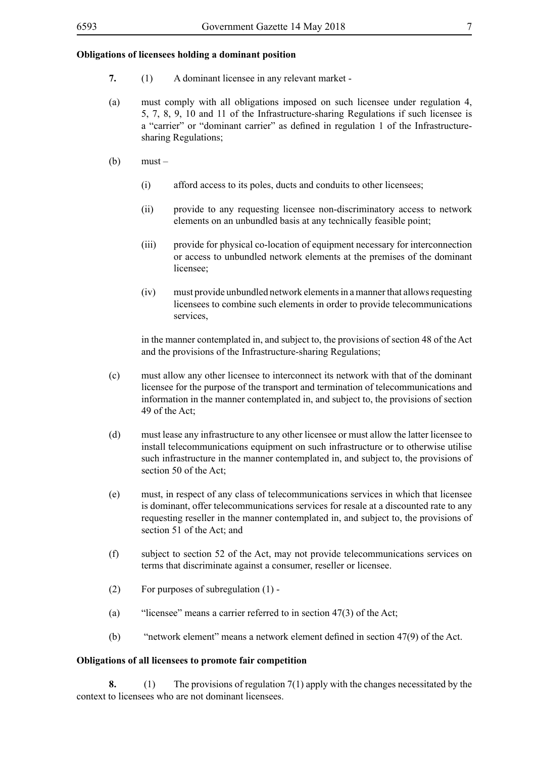**Obligations of licensees holding a dominant position**

**7.** (1) A dominant licensee in any relevant market -

(a) must comply with all obligations imposed on such licensee under regulation 4, 5, 7, 8, 9, 10 and 11 of the Infrastructure-sharing Regulations if such licensee is a "carrier" or "dominant carrier" as defined in regulation 1 of the Infrastructure-sharing Regulations;

(b) must –

(i) afford access to its poles, ducts and conduits to other licensees;

(ii) provide to any requesting licensee non-discriminatory access to network elements on an unbundled basis at any technically feasible point;

(iii) provide for physical co-location of equipment necessary for interconnection or access to unbundled network elements at the premises of the dominant licensee;

(iv) must provide unbundled network elements in a manner that allows requesting licensees to combine such elements in order to provide telecommunications services,

in the manner contemplated in, and subject to, the provisions of section 48 of the Act and the provisions of the Infrastructure-sharing Regulations;

(c) must allow any other licensee to interconnect its network with that of the dominant licensee for the purpose of the transport and termination of telecommunications and information in the manner contemplated in, and subject to, the provisions of section 49 of the Act;

(d) must lease any infrastructure to any other licensee or must allow the latter licensee to install telecommunications equipment on such infrastructure or to otherwise utilise such infrastructure in the manner contemplated in, and subject to, the provisions of section 50 of the Act;

(e) must, in respect of any class of telecommunications services in which that licensee is dominant, offer telecommunications services for resale at a discounted rate to any requesting reseller in the manner contemplated in, and subject to, the provisions of section 51 of the Act; and

(f) subject to section 52 of the Act, may not provide telecommunications services on terms that discriminate against a consumer, reseller or licensee.

(2) For purposes of subregulation (1) -

(a) "licensee" means a carrier referred to in section 47(3) of the Act;

(b) "network element" means a network element defined in section 47(9) of the Act.

**Obligations of all licensees to promote fair competition**

**8.** (1) The provisions of regulation 7(1) apply with the changes necessitated by the context to licensees who are not dominant licensees.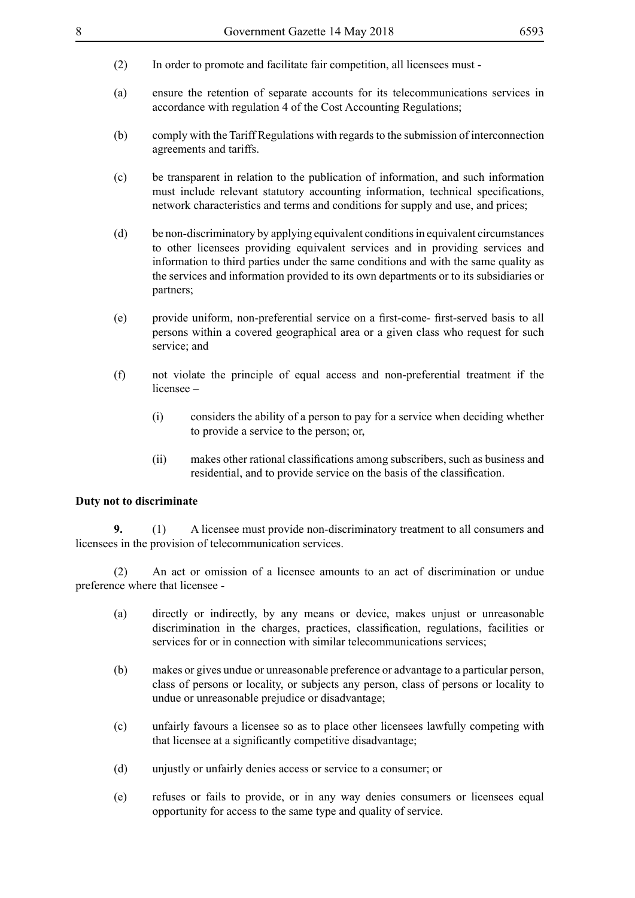(2) In order to promote and facilitate fair competition, all licensees must -

(a) ensure the retention of separate accounts for its telecommunications services in accordance with regulation 4 of the Cost Accounting Regulations;

(b) comply with the Tariff Regulations with regards to the submission of interconnection agreements and tariffs.

(c) be transparent in relation to the publication of information, and such information must include relevant statutory accounting information, technical specifications, network characteristics and terms and conditions for supply and use, and prices;

(d) be non-discriminatory by applying equivalent conditions in equivalent circumstances to other licensees providing equivalent services and in providing services and information to third parties under the same conditions and with the same quality as the services and information provided to its own departments or to its subsidiaries or partners;

(e) provide uniform, non-preferential service on a first-come- first-served basis to all persons within a covered geographical area or a given class who request for such service; and

(f) not violate the principle of equal access and non-preferential treatment if the licensee –

(i) considers the ability of a person to pay for a service when deciding whether to provide a service to the person; or,

(ii) makes other rational classifications among subscribers, such as business and residential, and to provide service on the basis of the classification.

**Duty not to discriminate**

**9.** (1) A licensee must provide non-discriminatory treatment to all consumers and licensees in the provision of telecommunication services.

(2) An act or omission of a licensee amounts to an act of discrimination or undue preference where that licensee -

(a) directly or indirectly, by any means or device, makes unjust or unreasonable discrimination in the charges, practices, classification, regulations, facilities or services for or in connection with similar telecommunications services;

(b) makes or gives undue or unreasonable preference or advantage to a particular person, class of persons or locality, or subjects any person, class of persons or locality to undue or unreasonable prejudice or disadvantage;

(c) unfairly favours a licensee so as to place other licensees lawfully competing with that licensee at a significantly competitive disadvantage;

(d) unjustly or unfairly denies access or service to a consumer; or

(e) refuses or fails to provide, or in any way denies consumers or licensees equal opportunity for access to the same type and quality of service.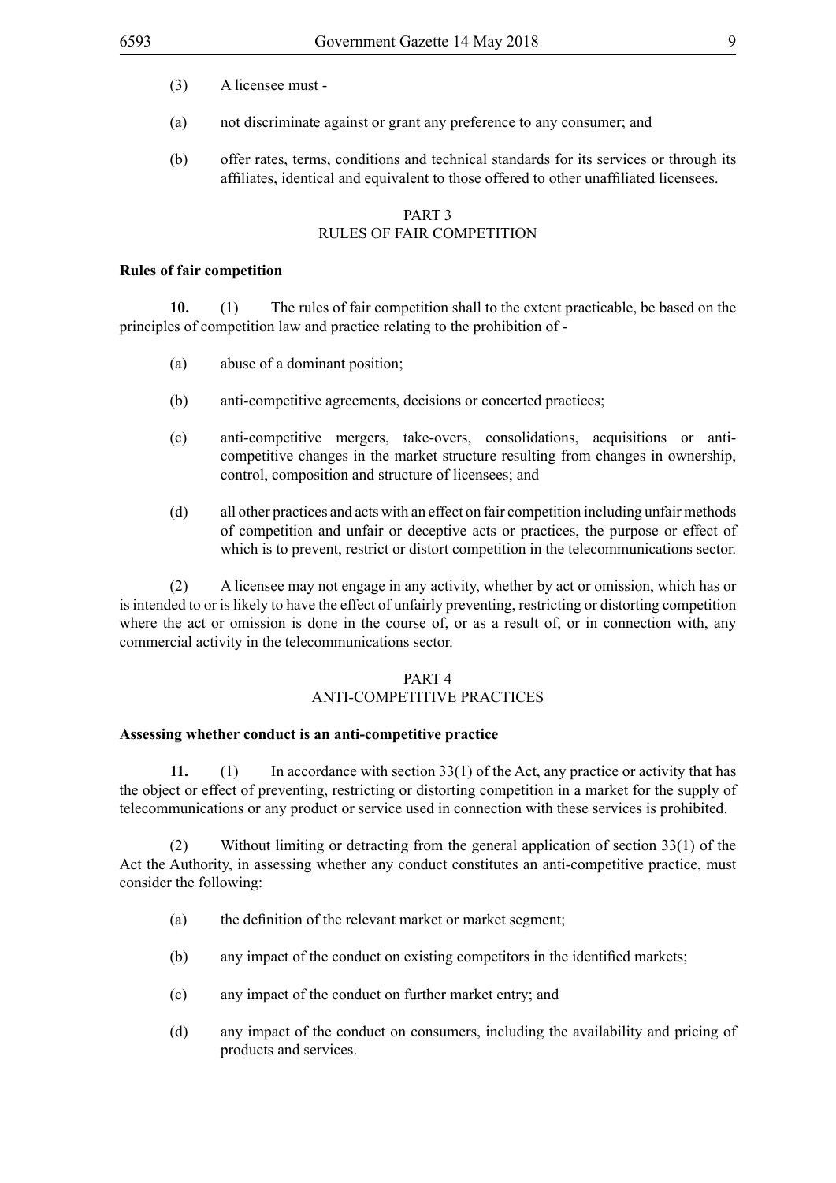(3) A licensee must -

(a) not discriminate against or grant any preference to any consumer; and

(b) offer rates, terms, conditions and technical standards for its services or through its affiliates, identical and equivalent to those offered to other unaffiliated licensees.

## PART 3
## RULES OF FAIR COMPETITION

**Rules of fair competition**

**10.** (1) The rules of fair competition shall to the extent practicable, be based on the principles of competition law and practice relating to the prohibition of -

(a) abuse of a dominant position;

(b) anti-competitive agreements, decisions or concerted practices;

(c) anti-competitive mergers, take-overs, consolidations, acquisitions or anti-competitive changes in the market structure resulting from changes in ownership, control, composition and structure of licensees; and

(d) all other practices and acts with an effect on fair competition including unfair methods of competition and unfair or deceptive acts or practices, the purpose or effect of which is to prevent, restrict or distort competition in the telecommunications sector.

(2) A licensee may not engage in any activity, whether by act or omission, which has or is intended to or is likely to have the effect of unfairly preventing, restricting or distorting competition where the act or omission is done in the course of, or as a result of, or in connection with, any commercial activity in the telecommunications sector.

## PART 4
## ANTI-COMPETITIVE PRACTICES

**Assessing whether conduct is an anti-competitive practice**

**11.** (1) In accordance with section 33(1) of the Act, any practice or activity that has the object or effect of preventing, restricting or distorting competition in a market for the supply of telecommunications or any product or service used in connection with these services is prohibited.

(2) Without limiting or detracting from the general application of section 33(1) of the Act the Authority, in assessing whether any conduct constitutes an anti-competitive practice, must consider the following:

(a) the definition of the relevant market or market segment;

(b) any impact of the conduct on existing competitors in the identified markets;

(c) any impact of the conduct on further market entry; and

(d) any impact of the conduct on consumers, including the availability and pricing of products and services.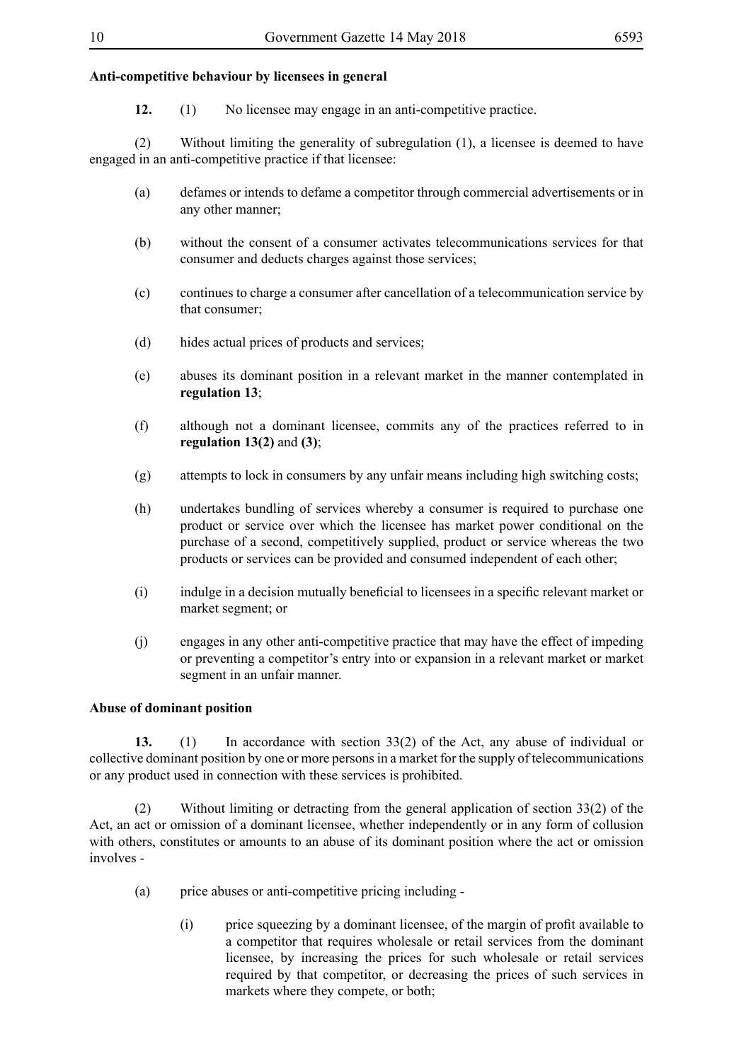**Anti-competitive behaviour by licensees in general**

**12.** (1) No licensee may engage in an anti-competitive practice.

(2) Without limiting the generality of subregulation (1), a licensee is deemed to have engaged in an anti-competitive practice if that licensee:

(a) defames or intends to defame a competitor through commercial advertisements or in any other manner;

(b) without the consent of a consumer activates telecommunications services for that consumer and deducts charges against those services;

(c) continues to charge a consumer after cancellation of a telecommunication service by that consumer;

(d) hides actual prices of products and services;

(e) abuses its dominant position in a relevant market in the manner contemplated in **regulation 13**;

(f) although not a dominant licensee, commits any of the practices referred to in **regulation 13(2)** and **(3)**;

(g) attempts to lock in consumers by any unfair means including high switching costs;

(h) undertakes bundling of services whereby a consumer is required to purchase one product or service over which the licensee has market power conditional on the purchase of a second, competitively supplied, product or service whereas the two products or services can be provided and consumed independent of each other;

(i) indulge in a decision mutually beneficial to licensees in a specific relevant market or market segment; or

(j) engages in any other anti-competitive practice that may have the effect of impeding or preventing a competitor's entry into or expansion in a relevant market or market segment in an unfair manner.

**Abuse of dominant position**

**13.** (1) In accordance with section 33(2) of the Act, any abuse of individual or collective dominant position by one or more persons in a market for the supply of telecommunications or any product used in connection with these services is prohibited.

(2) Without limiting or detracting from the general application of section 33(2) of the Act, an act or omission of a dominant licensee, whether independently or in any form of collusion with others, constitutes or amounts to an abuse of its dominant position where the act or omission involves -

(a) price abuses or anti-competitive pricing including -

(i) price squeezing by a dominant licensee, of the margin of profit available to a competitor that requires wholesale or retail services from the dominant licensee, by increasing the prices for such wholesale or retail services required by that competitor, or decreasing the prices of such services in markets where they compete, or both;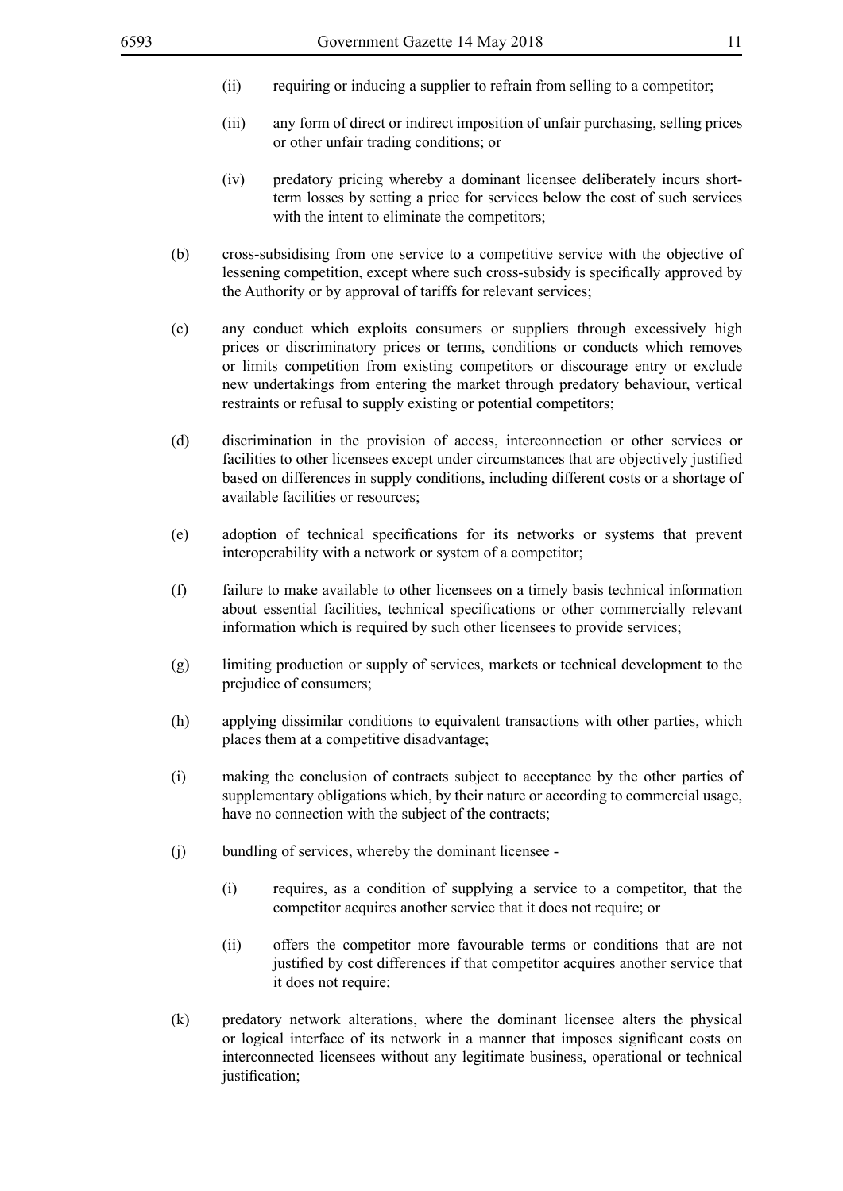(ii) requiring or inducing a supplier to refrain from selling to a competitor;

(iii) any form of direct or indirect imposition of unfair purchasing, selling prices or other unfair trading conditions; or

(iv) predatory pricing whereby a dominant licensee deliberately incurs short-term losses by setting a price for services below the cost of such services with the intent to eliminate the competitors;

(b) cross-subsidising from one service to a competitive service with the objective of lessening competition, except where such cross-subsidy is specifically approved by the Authority or by approval of tariffs for relevant services;

(c) any conduct which exploits consumers or suppliers through excessively high prices or discriminatory prices or terms, conditions or conducts which removes or limits competition from existing competitors or discourage entry or exclude new undertakings from entering the market through predatory behaviour, vertical restraints or refusal to supply existing or potential competitors;

(d) discrimination in the provision of access, interconnection or other services or facilities to other licensees except under circumstances that are objectively justified based on differences in supply conditions, including different costs or a shortage of available facilities or resources;

(e) adoption of technical specifications for its networks or systems that prevent interoperability with a network or system of a competitor;

(f) failure to make available to other licensees on a timely basis technical information about essential facilities, technical specifications or other commercially relevant information which is required by such other licensees to provide services;

(g) limiting production or supply of services, markets or technical development to the prejudice of consumers;

(h) applying dissimilar conditions to equivalent transactions with other parties, which places them at a competitive disadvantage;

(i) making the conclusion of contracts subject to acceptance by the other parties of supplementary obligations which, by their nature or according to commercial usage, have no connection with the subject of the contracts;

(j) bundling of services, whereby the dominant licensee -

(i) requires, as a condition of supplying a service to a competitor, that the competitor acquires another service that it does not require; or

(ii) offers the competitor more favourable terms or conditions that are not justified by cost differences if that competitor acquires another service that it does not require;

(k) predatory network alterations, where the dominant licensee alters the physical or logical interface of its network in a manner that imposes significant costs on interconnected licensees without any legitimate business, operational or technical justification;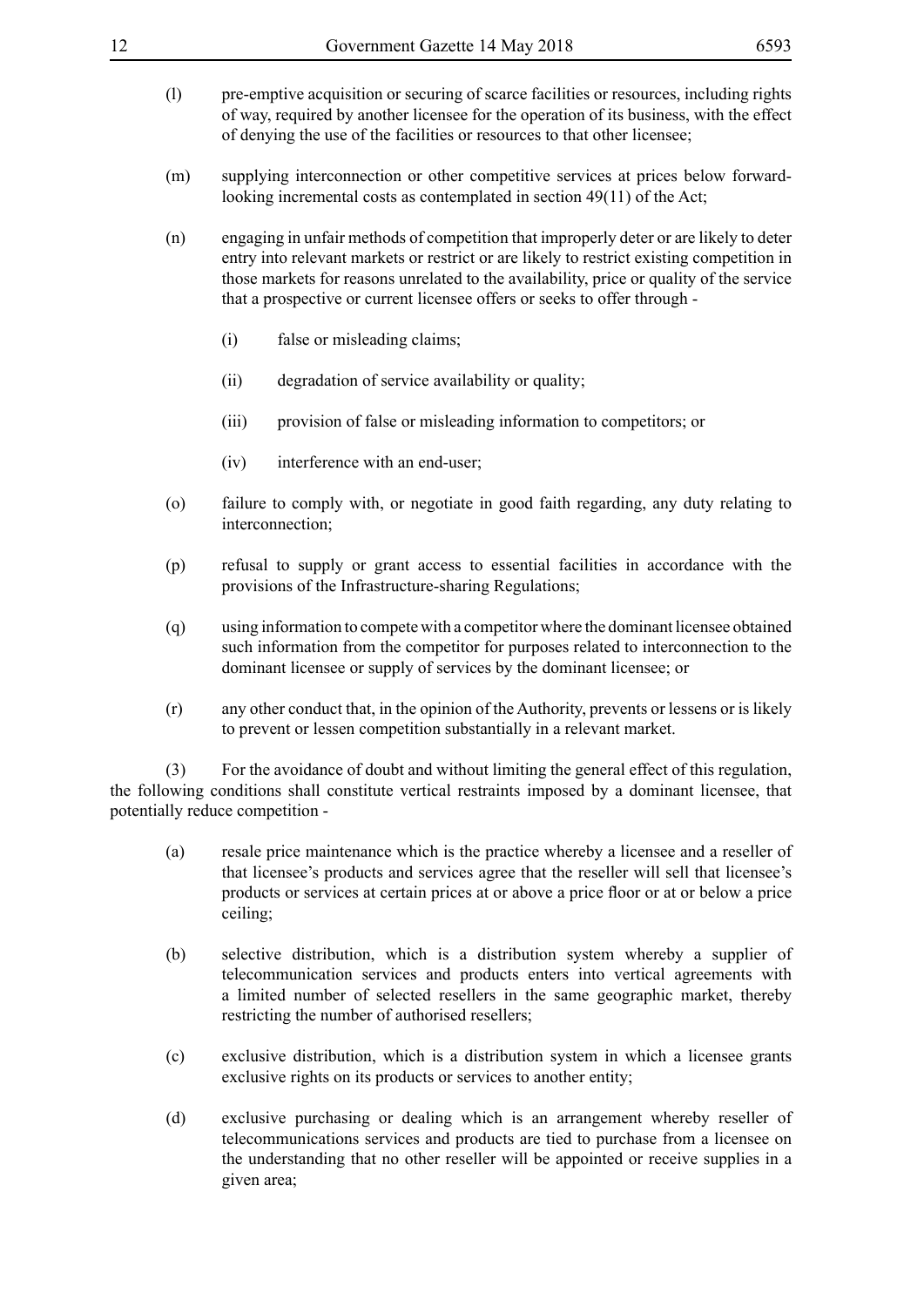(l) pre-emptive acquisition or securing of scarce facilities or resources, including rights of way, required by another licensee for the operation of its business, with the effect of denying the use of the facilities or resources to that other licensee;

(m) supplying interconnection or other competitive services at prices below forward-looking incremental costs as contemplated in section 49(11) of the Act;

(n) engaging in unfair methods of competition that improperly deter or are likely to deter entry into relevant markets or restrict or are likely to restrict existing competition in those markets for reasons unrelated to the availability, price or quality of the service that a prospective or current licensee offers or seeks to offer through -

  (i) false or misleading claims;

  (ii) degradation of service availability or quality;

  (iii) provision of false or misleading information to competitors; or

  (iv) interference with an end-user;

(o) failure to comply with, or negotiate in good faith regarding, any duty relating to interconnection;

(p) refusal to supply or grant access to essential facilities in accordance with the provisions of the Infrastructure-sharing Regulations;

(q) using information to compete with a competitor where the dominant licensee obtained such information from the competitor for purposes related to interconnection to the dominant licensee or supply of services by the dominant licensee; or

(r) any other conduct that, in the opinion of the Authority, prevents or lessens or is likely to prevent or lessen competition substantially in a relevant market.

(3) For the avoidance of doubt and without limiting the general effect of this regulation, the following conditions shall constitute vertical restraints imposed by a dominant licensee, that potentially reduce competition -

(a) resale price maintenance which is the practice whereby a licensee and a reseller of that licensee's products and services agree that the reseller will sell that licensee's products or services at certain prices at or above a price floor or at or below a price ceiling;

(b) selective distribution, which is a distribution system whereby a supplier of telecommunication services and products enters into vertical agreements with a limited number of selected resellers in the same geographic market, thereby restricting the number of authorised resellers;

(c) exclusive distribution, which is a distribution system in which a licensee grants exclusive rights on its products or services to another entity;

(d) exclusive purchasing or dealing which is an arrangement whereby reseller of telecommunications services and products are tied to purchase from a licensee on the understanding that no other reseller will be appointed or receive supplies in a given area;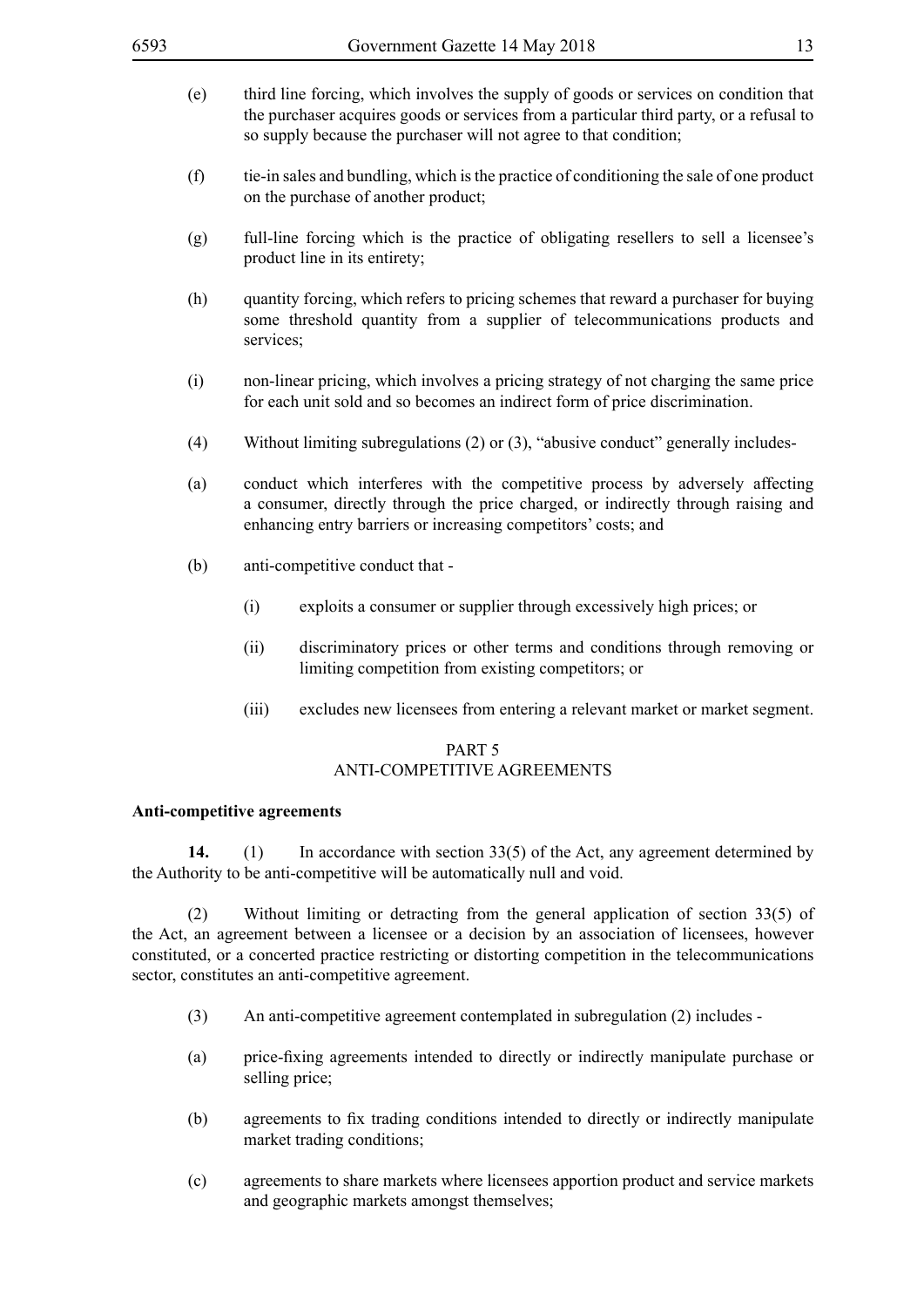(e) third line forcing, which involves the supply of goods or services on condition that the purchaser acquires goods or services from a particular third party, or a refusal to so supply because the purchaser will not agree to that condition;

(f) tie-in sales and bundling, which is the practice of conditioning the sale of one product on the purchase of another product;

(g) full-line forcing which is the practice of obligating resellers to sell a licensee's product line in its entirety;

(h) quantity forcing, which refers to pricing schemes that reward a purchaser for buying some threshold quantity from a supplier of telecommunications products and services;

(i) non-linear pricing, which involves a pricing strategy of not charging the same price for each unit sold and so becomes an indirect form of price discrimination.

(4) Without limiting subregulations (2) or (3), "abusive conduct" generally includes-

(a) conduct which interferes with the competitive process by adversely affecting a consumer, directly through the price charged, or indirectly through raising and enhancing entry barriers or increasing competitors' costs; and

(b) anti-competitive conduct that -

(i) exploits a consumer or supplier through excessively high prices; or

(ii) discriminatory prices or other terms and conditions through removing or limiting competition from existing competitors; or

(iii) excludes new licensees from entering a relevant market or market segment.

## PART 5
## ANTI-COMPETITIVE AGREEMENTS

**Anti-competitive agreements**

**14.** (1) In accordance with section 33(5) of the Act, any agreement determined by the Authority to be anti-competitive will be automatically null and void.

(2) Without limiting or detracting from the general application of section 33(5) of the Act, an agreement between a licensee or a decision by an association of licensees, however constituted, or a concerted practice restricting or distorting competition in the telecommunications sector, constitutes an anti-competitive agreement.

(3) An anti-competitive agreement contemplated in subregulation (2) includes -

(a) price-fixing agreements intended to directly or indirectly manipulate purchase or selling price;

(b) agreements to fix trading conditions intended to directly or indirectly manipulate market trading conditions;

(c) agreements to share markets where licensees apportion product and service markets and geographic markets amongst themselves;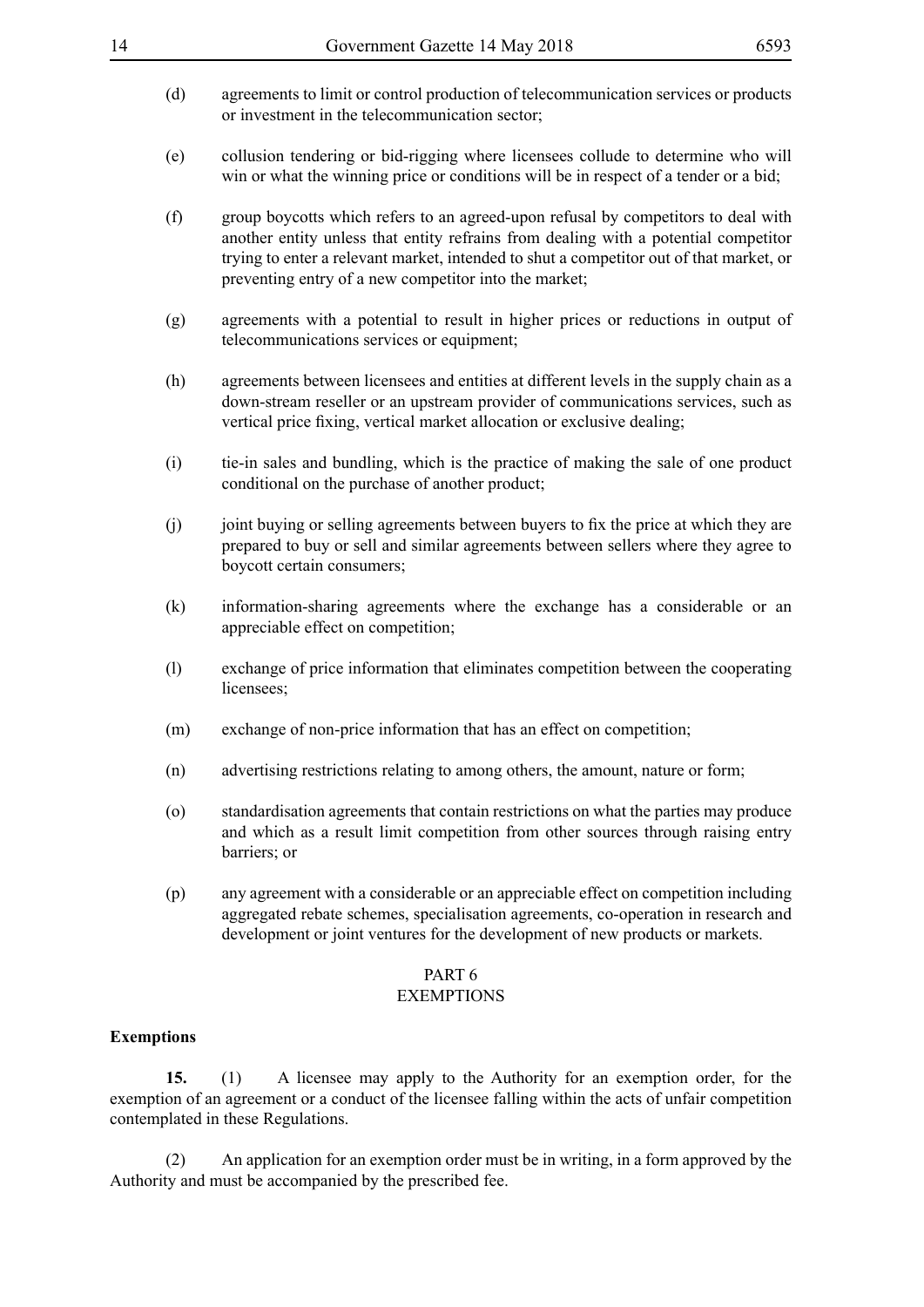(d) agreements to limit or control production of telecommunication services or products or investment in the telecommunication sector;

(e) collusion tendering or bid-rigging where licensees collude to determine who will win or what the winning price or conditions will be in respect of a tender or a bid;

(f) group boycotts which refers to an agreed-upon refusal by competitors to deal with another entity unless that entity refrains from dealing with a potential competitor trying to enter a relevant market, intended to shut a competitor out of that market, or preventing entry of a new competitor into the market;

(g) agreements with a potential to result in higher prices or reductions in output of telecommunications services or equipment;

(h) agreements between licensees and entities at different levels in the supply chain as a down-stream reseller or an upstream provider of communications services, such as vertical price fixing, vertical market allocation or exclusive dealing;

(i) tie-in sales and bundling, which is the practice of making the sale of one product conditional on the purchase of another product;

(j) joint buying or selling agreements between buyers to fix the price at which they are prepared to buy or sell and similar agreements between sellers where they agree to boycott certain consumers;

(k) information-sharing agreements where the exchange has a considerable or an appreciable effect on competition;

(l) exchange of price information that eliminates competition between the cooperating licensees;

(m) exchange of non-price information that has an effect on competition;

(n) advertising restrictions relating to among others, the amount, nature or form;

(o) standardisation agreements that contain restrictions on what the parties may produce and which as a result limit competition from other sources through raising entry barriers; or

(p) any agreement with a considerable or an appreciable effect on competition including aggregated rebate schemes, specialisation agreements, co-operation in research and development or joint ventures for the development of new products or markets.

## PART 6
## EXEMPTIONS

**Exemptions**

**15.** (1) A licensee may apply to the Authority for an exemption order, for the exemption of an agreement or a conduct of the licensee falling within the acts of unfair competition contemplated in these Regulations.

(2) An application for an exemption order must be in writing, in a form approved by the Authority and must be accompanied by the prescribed fee.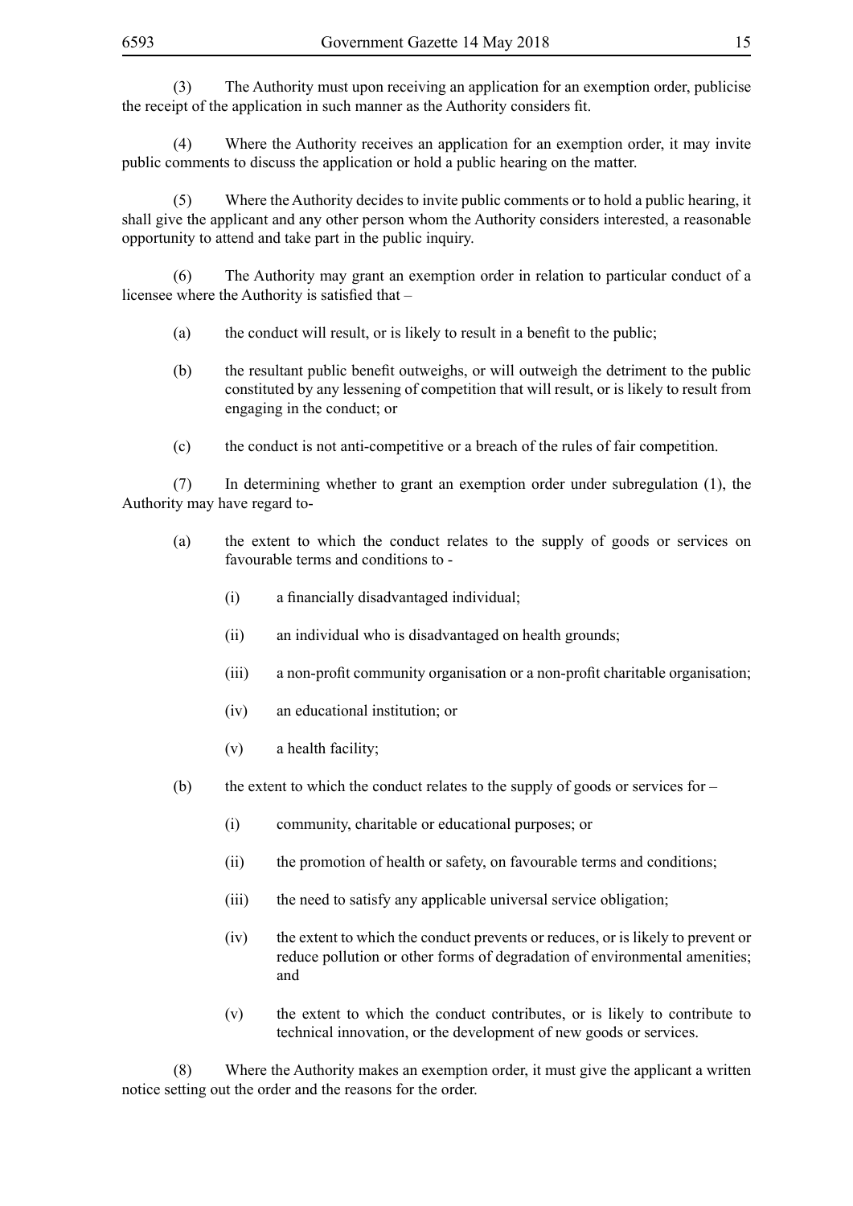(3) The Authority must upon receiving an application for an exemption order, publicise the receipt of the application in such manner as the Authority considers fit.

(4) Where the Authority receives an application for an exemption order, it may invite public comments to discuss the application or hold a public hearing on the matter.

(5) Where the Authority decides to invite public comments or to hold a public hearing, it shall give the applicant and any other person whom the Authority considers interested, a reasonable opportunity to attend and take part in the public inquiry.

(6) The Authority may grant an exemption order in relation to particular conduct of a licensee where the Authority is satisfied that –

(a) the conduct will result, or is likely to result in a benefit to the public;

(b) the resultant public benefit outweighs, or will outweigh the detriment to the public constituted by any lessening of competition that will result, or is likely to result from engaging in the conduct; or

(c) the conduct is not anti-competitive or a breach of the rules of fair competition.

(7) In determining whether to grant an exemption order under subregulation (1), the Authority may have regard to-

(a) the extent to which the conduct relates to the supply of goods or services on favourable terms and conditions to -

(i) a financially disadvantaged individual;

(ii) an individual who is disadvantaged on health grounds;

(iii) a non-profit community organisation or a non-profit charitable organisation;

(iv) an educational institution; or

(v) a health facility;

(b) the extent to which the conduct relates to the supply of goods or services for –

(i) community, charitable or educational purposes; or

(ii) the promotion of health or safety, on favourable terms and conditions;

(iii) the need to satisfy any applicable universal service obligation;

(iv) the extent to which the conduct prevents or reduces, or is likely to prevent or reduce pollution or other forms of degradation of environmental amenities; and

(v) the extent to which the conduct contributes, or is likely to contribute to technical innovation, or the development of new goods or services.

(8) Where the Authority makes an exemption order, it must give the applicant a written notice setting out the order and the reasons for the order.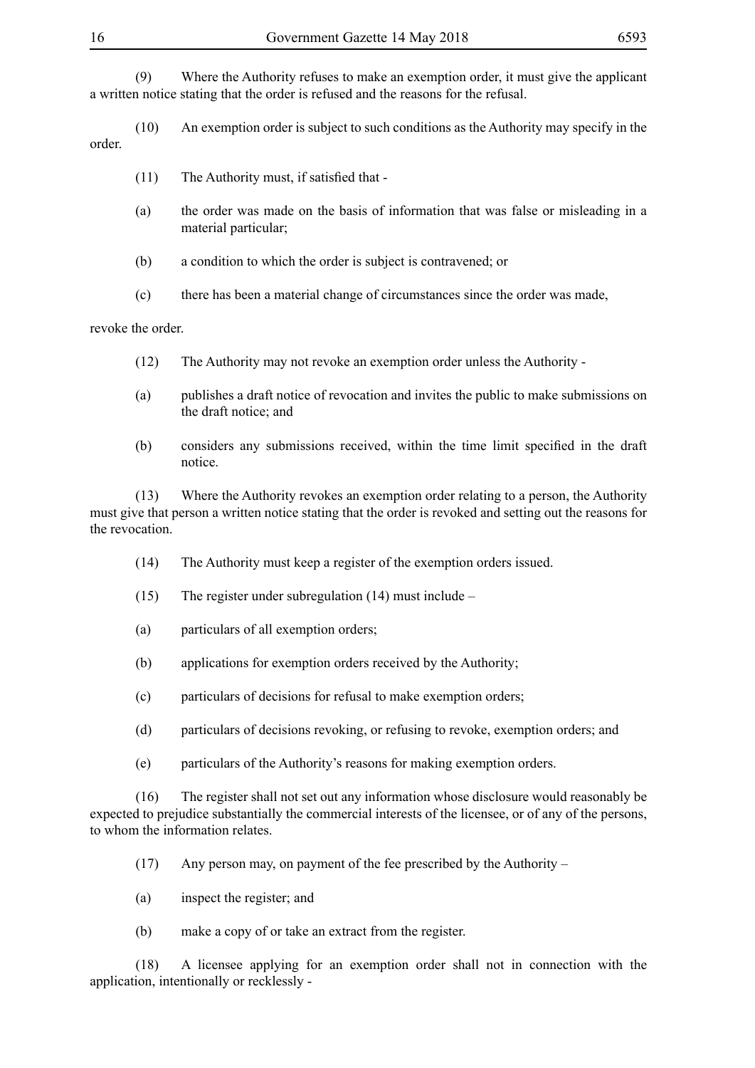(9) Where the Authority refuses to make an exemption order, it must give the applicant a written notice stating that the order is refused and the reasons for the refusal.

(10) An exemption order is subject to such conditions as the Authority may specify in the order.

(11) The Authority must, if satisfied that -

(a) the order was made on the basis of information that was false or misleading in a material particular;

(b) a condition to which the order is subject is contravened; or

(c) there has been a material change of circumstances since the order was made,

revoke the order.

(12) The Authority may not revoke an exemption order unless the Authority -

(a) publishes a draft notice of revocation and invites the public to make submissions on the draft notice; and

(b) considers any submissions received, within the time limit specified in the draft notice.

(13) Where the Authority revokes an exemption order relating to a person, the Authority must give that person a written notice stating that the order is revoked and setting out the reasons for the revocation.

(14) The Authority must keep a register of the exemption orders issued.

(15) The register under subregulation (14) must include –

(a) particulars of all exemption orders;

(b) applications for exemption orders received by the Authority;

(c) particulars of decisions for refusal to make exemption orders;

(d) particulars of decisions revoking, or refusing to revoke, exemption orders; and

(e) particulars of the Authority's reasons for making exemption orders.

(16) The register shall not set out any information whose disclosure would reasonably be expected to prejudice substantially the commercial interests of the licensee, or of any of the persons, to whom the information relates.

(17) Any person may, on payment of the fee prescribed by the Authority –

(a) inspect the register; and

(b) make a copy of or take an extract from the register.

(18) A licensee applying for an exemption order shall not in connection with the application, intentionally or recklessly -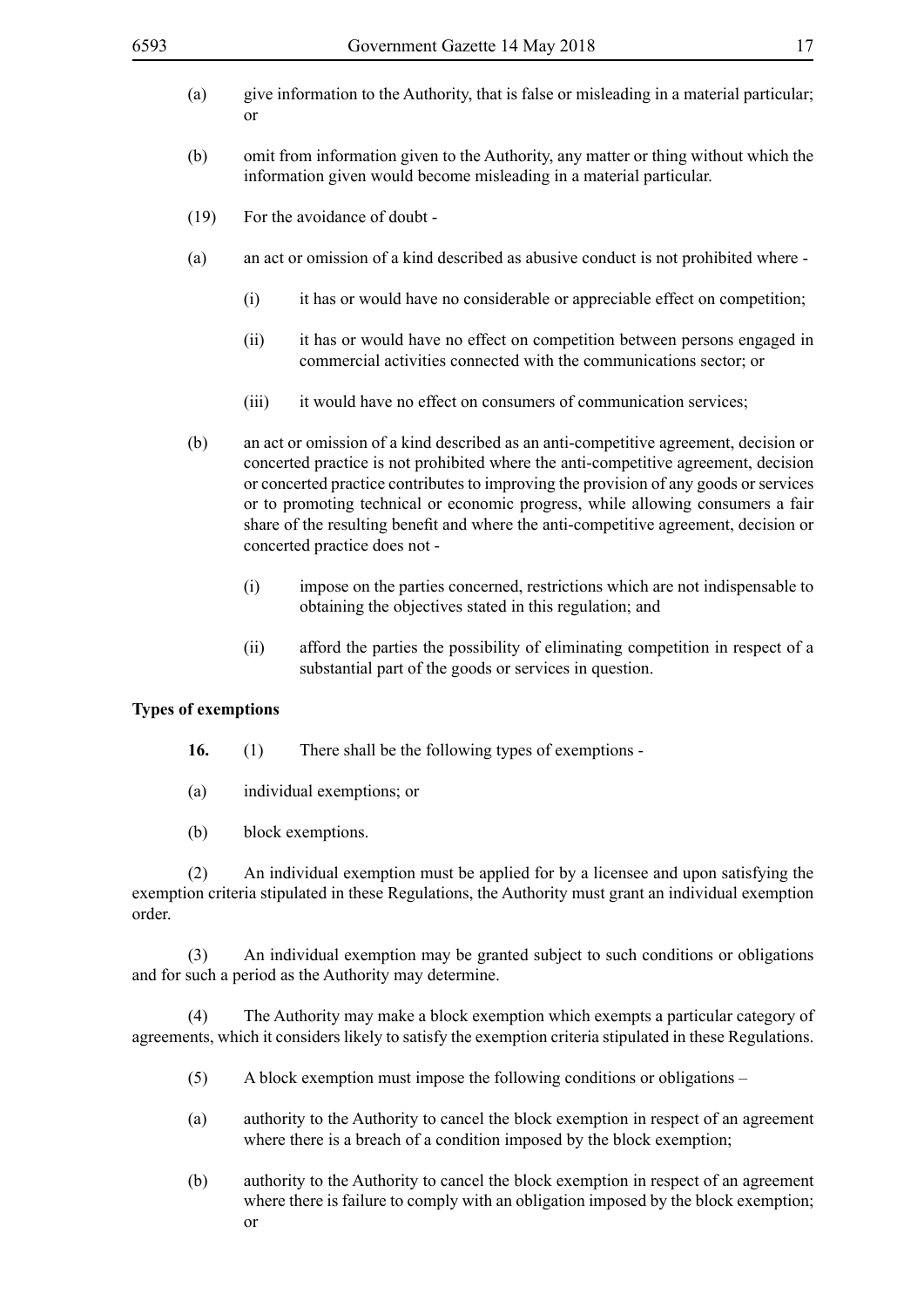(a) give information to the Authority, that is false or misleading in a material particular; or

(b) omit from information given to the Authority, any matter or thing without which the information given would become misleading in a material particular.

(19) For the avoidance of doubt -

(a) an act or omission of a kind described as abusive conduct is not prohibited where -

(i) it has or would have no considerable or appreciable effect on competition;

(ii) it has or would have no effect on competition between persons engaged in commercial activities connected with the communications sector; or

(iii) it would have no effect on consumers of communication services;

(b) an act or omission of a kind described as an anti-competitive agreement, decision or concerted practice is not prohibited where the anti-competitive agreement, decision or concerted practice contributes to improving the provision of any goods or services or to promoting technical or economic progress, while allowing consumers a fair share of the resulting benefit and where the anti-competitive agreement, decision or concerted practice does not -

(i) impose on the parties concerned, restrictions which are not indispensable to obtaining the objectives stated in this regulation; and

(ii) afford the parties the possibility of eliminating competition in respect of a substantial part of the goods or services in question.

**Types of exemptions**

**16.** (1) There shall be the following types of exemptions -

(a) individual exemptions; or

(b) block exemptions.

(2) An individual exemption must be applied for by a licensee and upon satisfying the exemption criteria stipulated in these Regulations, the Authority must grant an individual exemption order.

(3) An individual exemption may be granted subject to such conditions or obligations and for such a period as the Authority may determine.

(4) The Authority may make a block exemption which exempts a particular category of agreements, which it considers likely to satisfy the exemption criteria stipulated in these Regulations.

(5) A block exemption must impose the following conditions or obligations –

(a) authority to the Authority to cancel the block exemption in respect of an agreement where there is a breach of a condition imposed by the block exemption;

(b) authority to the Authority to cancel the block exemption in respect of an agreement where there is failure to comply with an obligation imposed by the block exemption; or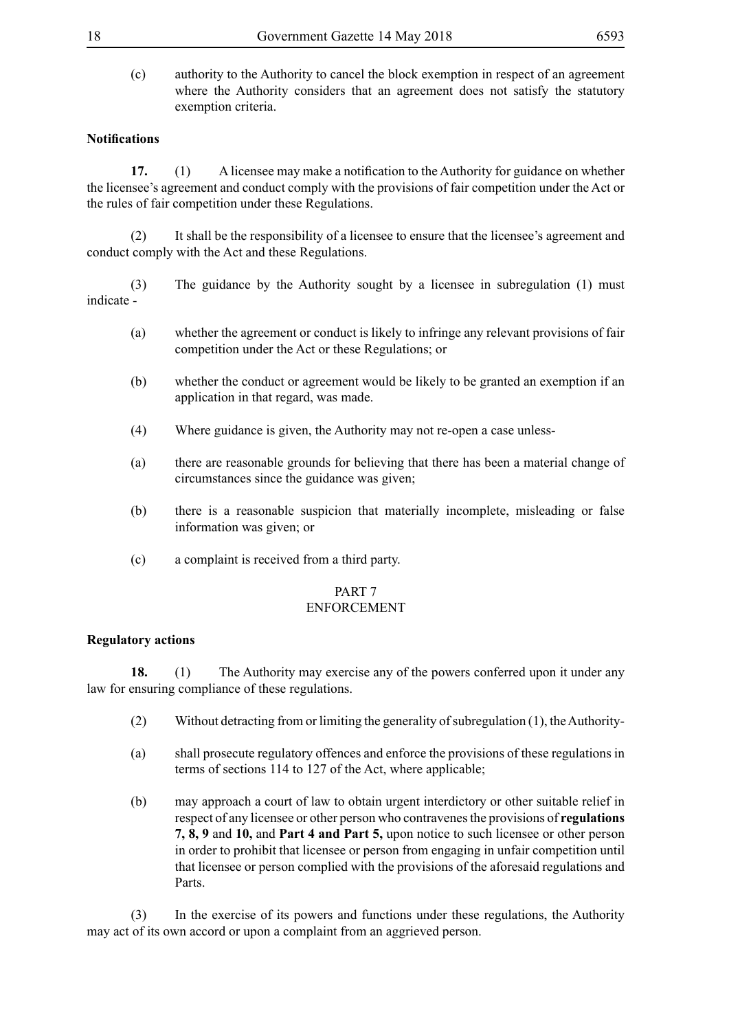(c) authority to the Authority to cancel the block exemption in respect of an agreement where the Authority considers that an agreement does not satisfy the statutory exemption criteria.

**Notifications**

**17.** (1) A licensee may make a notification to the Authority for guidance on whether the licensee's agreement and conduct comply with the provisions of fair competition under the Act or the rules of fair competition under these Regulations.

(2) It shall be the responsibility of a licensee to ensure that the licensee's agreement and conduct comply with the Act and these Regulations.

(3) The guidance by the Authority sought by a licensee in subregulation (1) must indicate -

(a) whether the agreement or conduct is likely to infringe any relevant provisions of fair competition under the Act or these Regulations; or

(b) whether the conduct or agreement would be likely to be granted an exemption if an application in that regard, was made.

(4) Where guidance is given, the Authority may not re-open a case unless-

(a) there are reasonable grounds for believing that there has been a material change of circumstances since the guidance was given;

(b) there is a reasonable suspicion that materially incomplete, misleading or false information was given; or

(c) a complaint is received from a third party.

## PART 7
## ENFORCEMENT

**Regulatory actions**

**18.** (1) The Authority may exercise any of the powers conferred upon it under any law for ensuring compliance of these regulations.

(2) Without detracting from or limiting the generality of subregulation (1), the Authority-

(a) shall prosecute regulatory offences and enforce the provisions of these regulations in terms of sections 114 to 127 of the Act, where applicable;

(b) may approach a court of law to obtain urgent interdictory or other suitable relief in respect of any licensee or other person who contravenes the provisions of **regulations 7, 8, 9** and **10,** and **Part 4 and Part 5,** upon notice to such licensee or other person in order to prohibit that licensee or person from engaging in unfair competition until that licensee or person complied with the provisions of the aforesaid regulations and Parts.

(3) In the exercise of its powers and functions under these regulations, the Authority may act of its own accord or upon a complaint from an aggrieved person.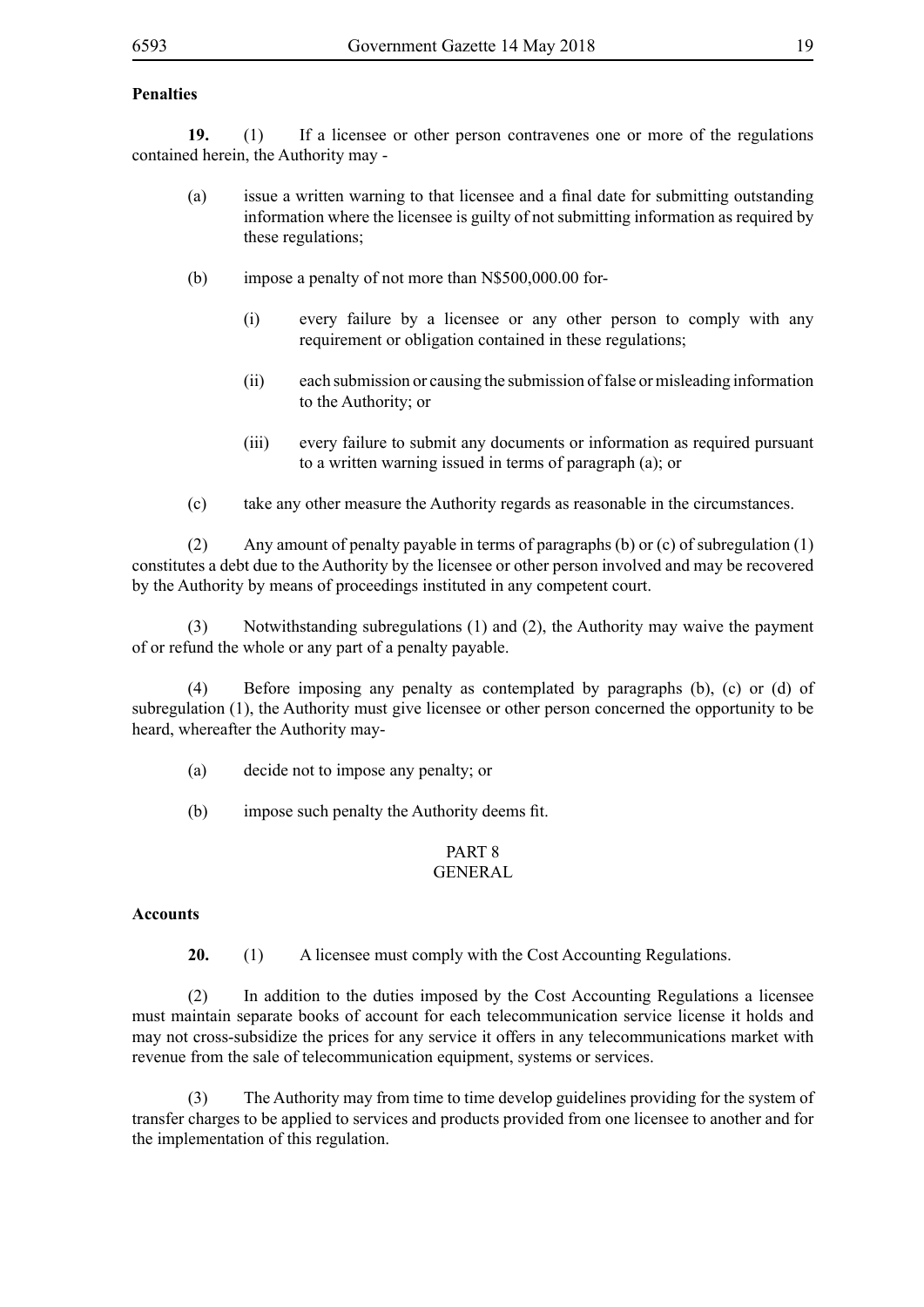**Penalties**

**19.** (1) If a licensee or other person contravenes one or more of the regulations contained herein, the Authority may -

(a) issue a written warning to that licensee and a final date for submitting outstanding information where the licensee is guilty of not submitting information as required by these regulations;

(b) impose a penalty of not more than N$500,000.00 for-

(i) every failure by a licensee or any other person to comply with any requirement or obligation contained in these regulations;

(ii) each submission or causing the submission of false or misleading information to the Authority; or

(iii) every failure to submit any documents or information as required pursuant to a written warning issued in terms of paragraph (a); or

(c) take any other measure the Authority regards as reasonable in the circumstances.

(2) Any amount of penalty payable in terms of paragraphs (b) or (c) of subregulation (1) constitutes a debt due to the Authority by the licensee or other person involved and may be recovered by the Authority by means of proceedings instituted in any competent court.

(3) Notwithstanding subregulations (1) and (2), the Authority may waive the payment of or refund the whole or any part of a penalty payable.

(4) Before imposing any penalty as contemplated by paragraphs (b), (c) or (d) of subregulation (1), the Authority must give licensee or other person concerned the opportunity to be heard, whereafter the Authority may-

(a) decide not to impose any penalty; or

(b) impose such penalty the Authority deems fit.

## PART 8
## GENERAL

**Accounts**

**20.** (1) A licensee must comply with the Cost Accounting Regulations.

(2) In addition to the duties imposed by the Cost Accounting Regulations a licensee must maintain separate books of account for each telecommunication service license it holds and may not cross-subsidize the prices for any service it offers in any telecommunications market with revenue from the sale of telecommunication equipment, systems or services.

(3) The Authority may from time to time develop guidelines providing for the system of transfer charges to be applied to services and products provided from one licensee to another and for the implementation of this regulation.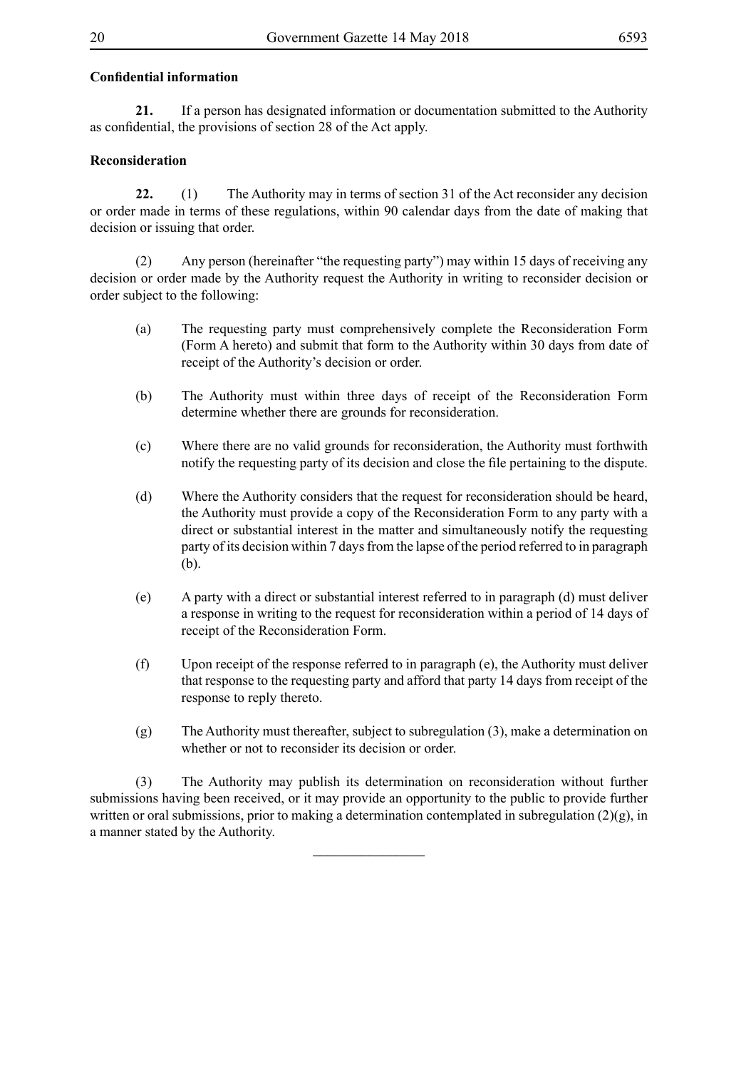**Confidential information**

**21.** If a person has designated information or documentation submitted to the Authority as confidential, the provisions of section 28 of the Act apply.

**Reconsideration**

**22.** (1) The Authority may in terms of section 31 of the Act reconsider any decision or order made in terms of these regulations, within 90 calendar days from the date of making that decision or issuing that order.

(2) Any person (hereinafter "the requesting party") may within 15 days of receiving any decision or order made by the Authority request the Authority in writing to reconsider decision or order subject to the following:

(a) The requesting party must comprehensively complete the Reconsideration Form (Form A hereto) and submit that form to the Authority within 30 days from date of receipt of the Authority's decision or order.

(b) The Authority must within three days of receipt of the Reconsideration Form determine whether there are grounds for reconsideration.

(c) Where there are no valid grounds for reconsideration, the Authority must forthwith notify the requesting party of its decision and close the file pertaining to the dispute.

(d) Where the Authority considers that the request for reconsideration should be heard, the Authority must provide a copy of the Reconsideration Form to any party with a direct or substantial interest in the matter and simultaneously notify the requesting party of its decision within 7 days from the lapse of the period referred to in paragraph (b).

(e) A party with a direct or substantial interest referred to in paragraph (d) must deliver a response in writing to the request for reconsideration within a period of 14 days of receipt of the Reconsideration Form.

(f) Upon receipt of the response referred to in paragraph (e), the Authority must deliver that response to the requesting party and afford that party 14 days from receipt of the response to reply thereto.

(g) The Authority must thereafter, subject to subregulation (3), make a determination on whether or not to reconsider its decision or order.

(3) The Authority may publish its determination on reconsideration without further submissions having been received, or it may provide an opportunity to the public to provide further written or oral submissions, prior to making a determination contemplated in subregulation (2)(g), in a manner stated by the Authority.

________________